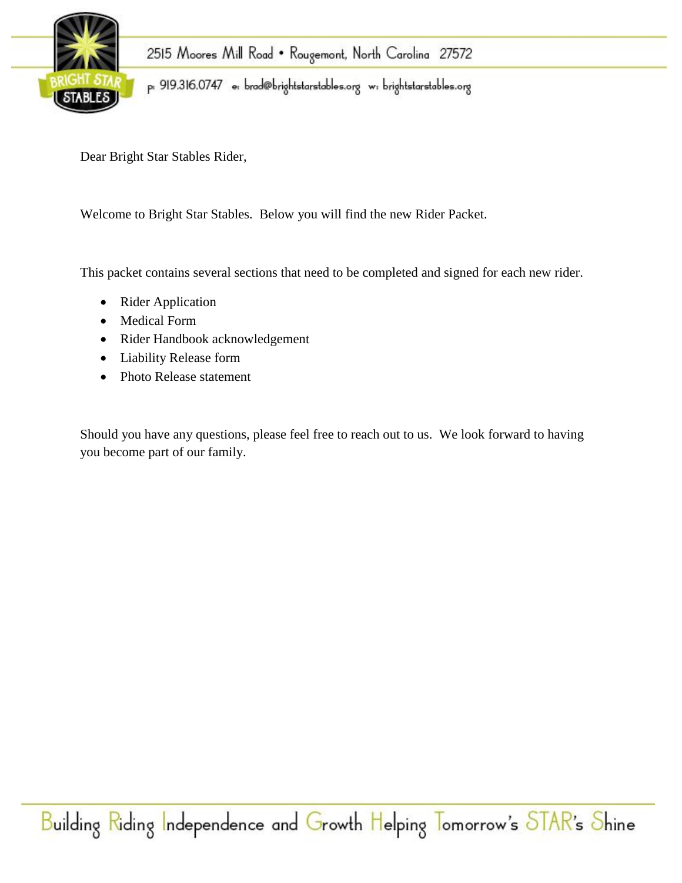2515 Moores Mill Road • Rougemont, North Carolina 27572

p: 919.316.0747 e: brad@brightstarstables.org w: brightstarstables.org

Dear Bright Star Stables Rider,

Welcome to Bright Star Stables. Below you will find the new Rider Packet.

This packet contains several sections that need to be completed and signed for each new rider.

- Rider Application
- Medical Form
- Rider Handbook acknowledgement
- Liability Release form
- Photo Release statement

Should you have any questions, please feel free to reach out to us. We look forward to having you become part of our family.

Building Riding Independence and Growth Helping Tomorrow's STAR's Shine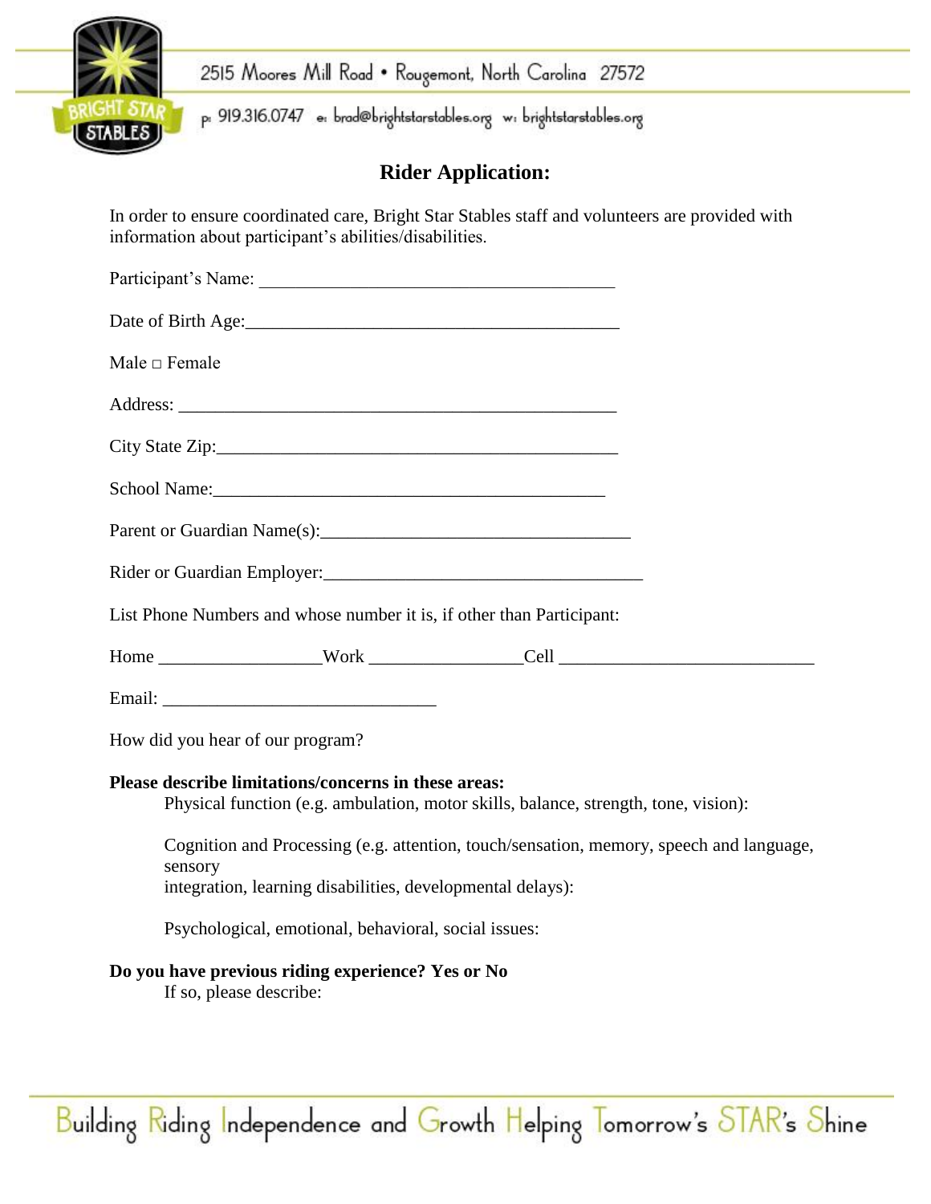2515 Moores Mill Road • Rougemont, North Carolina 27572

p: 919.316.0747 e: brad@brightstarstables.org w: brightstarstables.org

## Rider Application:

In order to ensure coordinated care, Bright Star Stables staff and volunteers are provided with information about participant's abilities/disabilities.

Participant's Name: ________________________________________

Date of Birth Age:__________________________________________

Male □ Female

Address: __________________________________________________

City State Zip:_____________________________________________

School Name:______________________________________________

Parent or Guardian Name(s):__________________________________

Rider or Guardian Employer:__________________________________

List Phone Numbers and whose number it is, if other than Participant:

Home __________________Work _________________Cell _____________________________

Email: ______________________________

How did you hear of our program?

**Please describe limitations/concerns in these areas:**

Physical function (e.g. ambulation, motor skills, balance, strength, tone, vision):

Cognition and Processing (e.g. attention, touch/sensation, memory, speech and language, sensory integration, learning disabilities, developmental delays):

Psychological, emotional, behavioral, social issues:

**Do you have previous riding experience? Yes or No**

If so, please describe:

Building Riding Independence and Growth Helping Tomorrow's STAR's Shine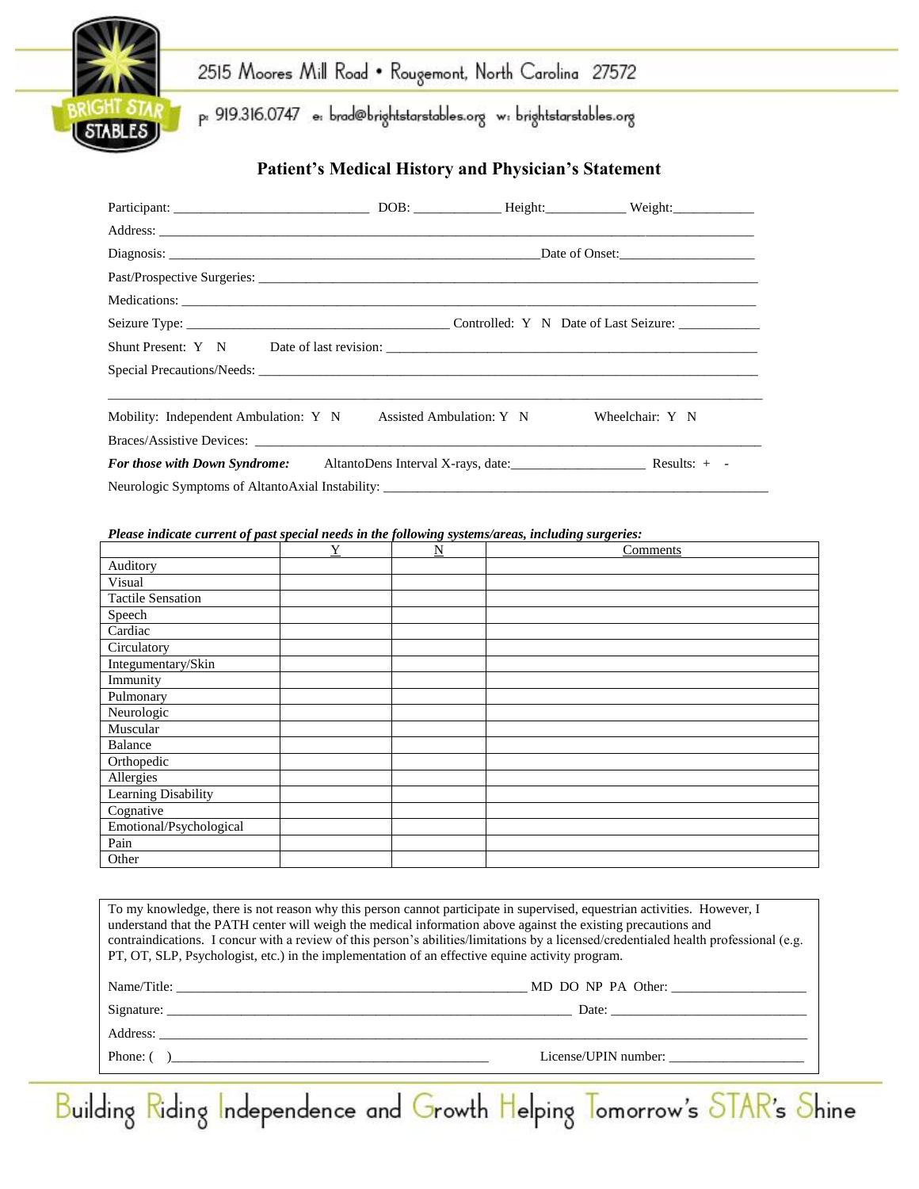2515 Moores Mill Road • Rougemont, North Carolina 27572

p: 919.316.0747 e: brad@brightstarstables.org w: brightstarstables.org

## Patient's Medical History and Physician's Statement

Participant: ___________________________ DOB: ____________ Height:___________ Weight:___________

Address: ______________________________________________________________________________

Diagnosis: _______________________________________________________Date of Onset:___________________

Past/Prospective Surgeries: ____________________________________________________________________

Medications: _________________________________________________________________________________

Seizure Type: ____________________________________ Controlled: Y N Date of Last Seizure: ___________

Shunt Present: Y N Date of last revision: ______________________________________________________

Special Precautions/Needs: _____________________________________________________________________

_____________________________________________________________________________________________

Mobility: Independent Ambulation: Y N Assisted Ambulation: Y N Wheelchair: Y N

Braces/Assistive Devices: ______________________________________________________________________

***For those with Down Syndrome:*** AltantoDens Interval X-rays, date:___________________ Results: + -

Neurologic Symptoms of AltantoAxial Instability: ____________________________________________________

***Please indicate current of past special needs in the following systems/areas, including surgeries:***

| | Y | N | Comments |
|---|---|---|---|
| Auditory | | | |
| Visual | | | |
| Tactile Sensation | | | |
| Speech | | | |
| Cardiac | | | |
| Circulatory | | | |
| Integumentary/Skin | | | |
| Immunity | | | |
| Pulmonary | | | |
| Neurologic | | | |
| Muscular | | | |
| Balance | | | |
| Orthopedic | | | |
| Allergies | | | |
| Learning Disability | | | |
| Cognative | | | |
| Emotional/Psychological | | | |
| Pain | | | |
| Other | | | |

To my knowledge, there is not reason why this person cannot participate in supervised, equestrian activities. However, I understand that the PATH center will weigh the medical information above against the existing precautions and contraindications. I concur with a review of this person's abilities/limitations by a licensed/credentialed health professional (e.g. PT, OT, SLP, Psychologist, etc.) in the implementation of an effective equine activity program.

Name/Title: ____________________________________________ MD DO NP PA Other: __________________

Signature: _____________________________________________________ Date: ___________________________

Address: _____________________________________________________________________________________

Phone: ( )_________________________________________ License/UPIN number: ___________________

Building Riding Independence and Growth Helping Tomorrow's STAR's Shine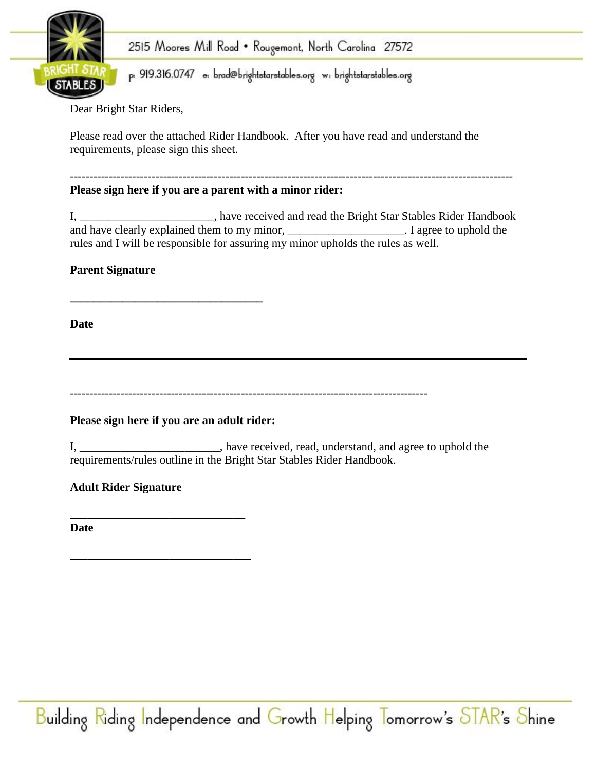2515 Moores Mill Road • Rougemont, North Carolina 27572

p: 919.316.0747 e: brad@brightstarstables.org w: brightstarstables.org

Dear Bright Star Riders,

Please read over the attached Rider Handbook. After you have read and understand the requirements, please sign this sheet.

-----------------------------------------------------------------------------------------------------------------

**Please sign here if you are a parent with a minor rider:**

I, _______________________, have received and read the Bright Star Stables Rider Handbook and have clearly explained them to my minor, ____________________. I agree to uphold the rules and I will be responsible for assuring my minor upholds the rules as well.

**Parent Signature**

_________________________________

**Date**

_________________________________

------------------------------------------------------------------------------------------

**Please sign here if you are an adult rider:**

I, ________________________, have received, read, understand, and agree to uphold the requirements/rules outline in the Bright Star Stables Rider Handbook.

**Adult Rider Signature**

______________________________

**Date**

_______________________________

Building Riding Independence and Growth Helping Tomorrow's STAR's Shine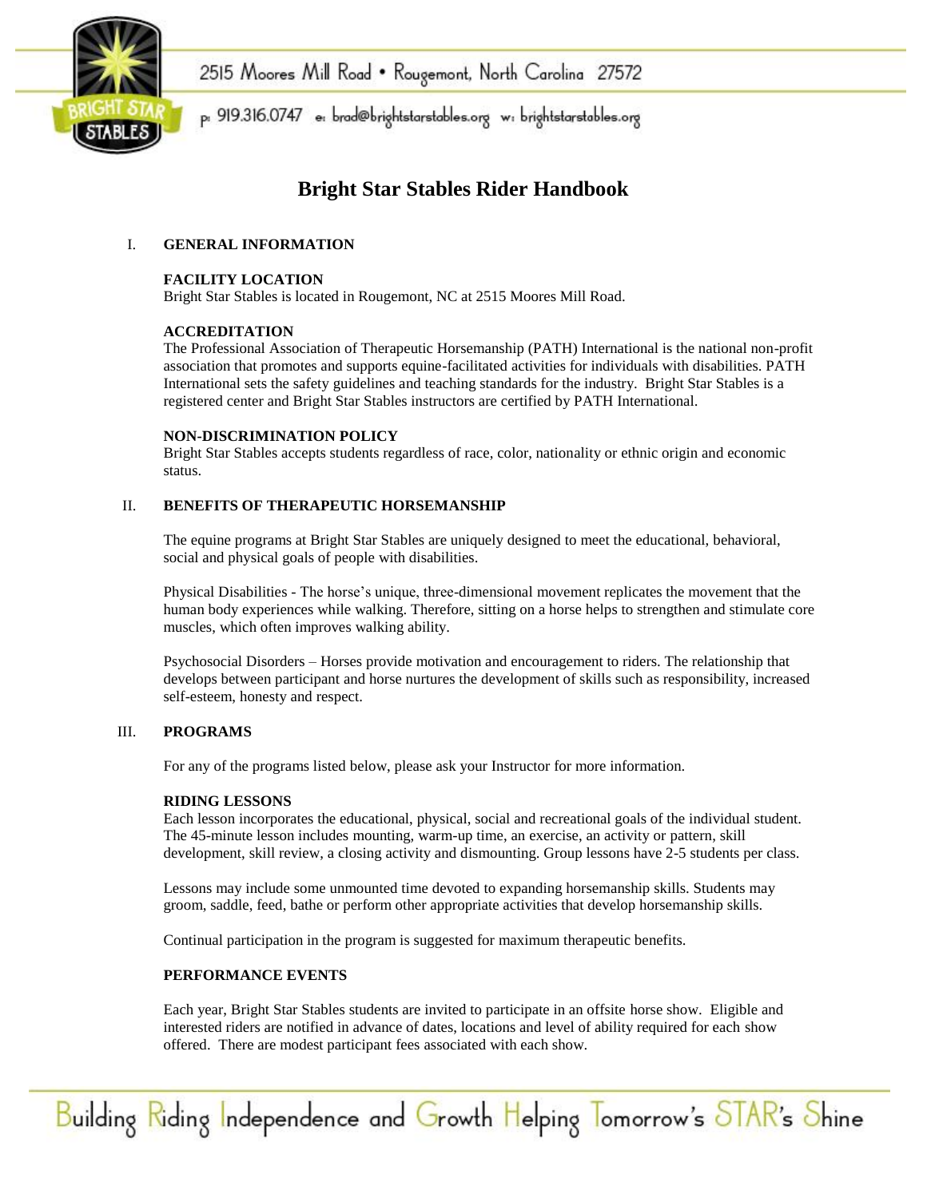# Bright Star Stables Rider Handbook

## I. GENERAL INFORMATION

### FACILITY LOCATION

Bright Star Stables is located in Rougemont, NC at 2515 Moores Mill Road.

### ACCREDITATION

The Professional Association of Therapeutic Horsemanship (PATH) International is the national non-profit association that promotes and supports equine-facilitated activities for individuals with disabilities. PATH International sets the safety guidelines and teaching standards for the industry. Bright Star Stables is a registered center and Bright Star Stables instructors are certified by PATH International.

### NON-DISCRIMINATION POLICY

Bright Star Stables accepts students regardless of race, color, nationality or ethnic origin and economic status.

## II. BENEFITS OF THERAPEUTIC HORSEMANSHIP

The equine programs at Bright Star Stables are uniquely designed to meet the educational, behavioral, social and physical goals of people with disabilities.

Physical Disabilities - The horse's unique, three-dimensional movement replicates the movement that the human body experiences while walking. Therefore, sitting on a horse helps to strengthen and stimulate core muscles, which often improves walking ability.

Psychosocial Disorders – Horses provide motivation and encouragement to riders. The relationship that develops between participant and horse nurtures the development of skills such as responsibility, increased self-esteem, honesty and respect.

## III. PROGRAMS

For any of the programs listed below, please ask your Instructor for more information.

### RIDING LESSONS

Each lesson incorporates the educational, physical, social and recreational goals of the individual student. The 45-minute lesson includes mounting, warm-up time, an exercise, an activity or pattern, skill development, skill review, a closing activity and dismounting. Group lessons have 2-5 students per class.

Lessons may include some unmounted time devoted to expanding horsemanship skills. Students may groom, saddle, feed, bathe or perform other appropriate activities that develop horsemanship skills.

Continual participation in the program is suggested for maximum therapeutic benefits.

### PERFORMANCE EVENTS

Each year, Bright Star Stables students are invited to participate in an offsite horse show. Eligible and interested riders are notified in advance of dates, locations and level of ability required for each show offered. There are modest participant fees associated with each show.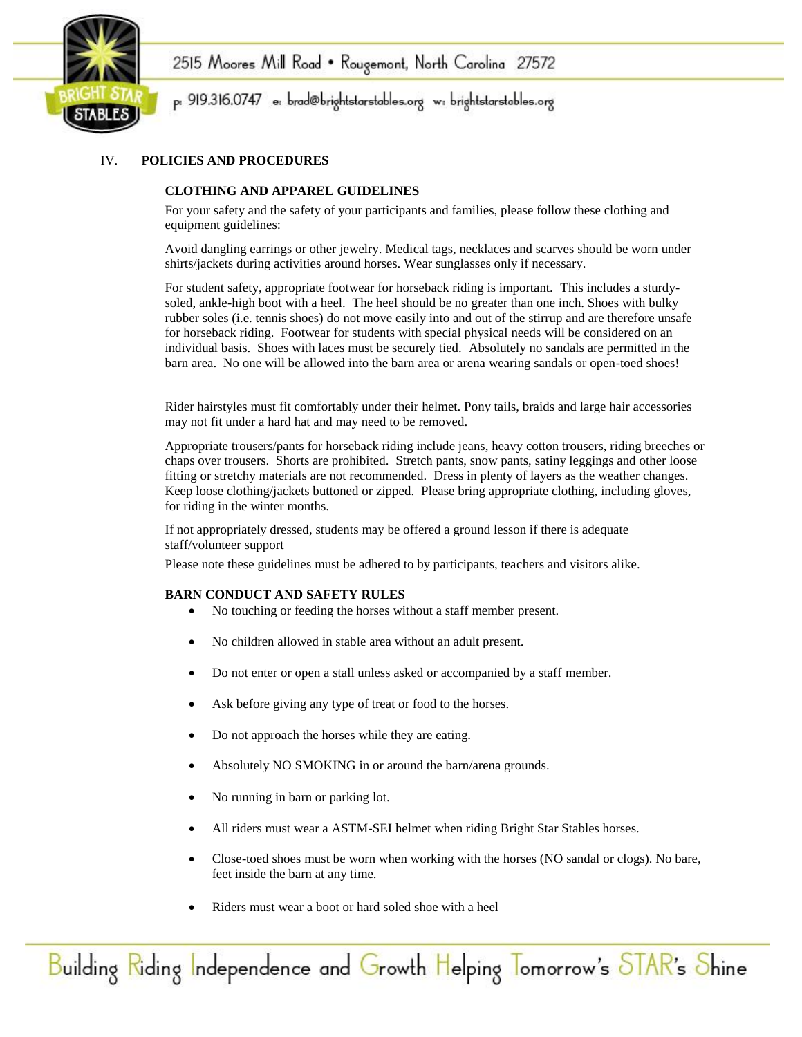IV. **POLICIES AND PROCEDURES**

**CLOTHING AND APPAREL GUIDELINES**

For your safety and the safety of your participants and families, please follow these clothing and equipment guidelines:

Avoid dangling earrings or other jewelry. Medical tags, necklaces and scarves should be worn under shirts/jackets during activities around horses. Wear sunglasses only if necessary.

For student safety, appropriate footwear for horseback riding is important. This includes a sturdy-soled, ankle-high boot with a heel. The heel should be no greater than one inch. Shoes with bulky rubber soles (i.e. tennis shoes) do not move easily into and out of the stirrup and are therefore unsafe for horseback riding. Footwear for students with special physical needs will be considered on an individual basis. Shoes with laces must be securely tied. Absolutely no sandals are permitted in the barn area. No one will be allowed into the barn area or arena wearing sandals or open-toed shoes!

Rider hairstyles must fit comfortably under their helmet. Pony tails, braids and large hair accessories may not fit under a hard hat and may need to be removed.

Appropriate trousers/pants for horseback riding include jeans, heavy cotton trousers, riding breeches or chaps over trousers. Shorts are prohibited. Stretch pants, snow pants, satiny leggings and other loose fitting or stretchy materials are not recommended. Dress in plenty of layers as the weather changes. Keep loose clothing/jackets buttoned or zipped. Please bring appropriate clothing, including gloves, for riding in the winter months.

If not appropriately dressed, students may be offered a ground lesson if there is adequate staff/volunteer support

Please note these guidelines must be adhered to by participants, teachers and visitors alike.

**BARN CONDUCT AND SAFETY RULES**

- No touching or feeding the horses without a staff member present.
- No children allowed in stable area without an adult present.
- Do not enter or open a stall unless asked or accompanied by a staff member.
- Ask before giving any type of treat or food to the horses.
- Do not approach the horses while they are eating.
- Absolutely NO SMOKING in or around the barn/arena grounds.
- No running in barn or parking lot.
- All riders must wear a ASTM-SEI helmet when riding Bright Star Stables horses.
- Close-toed shoes must be worn when working with the horses (NO sandal or clogs). No bare, feet inside the barn at any time.
- Riders must wear a boot or hard soled shoe with a heel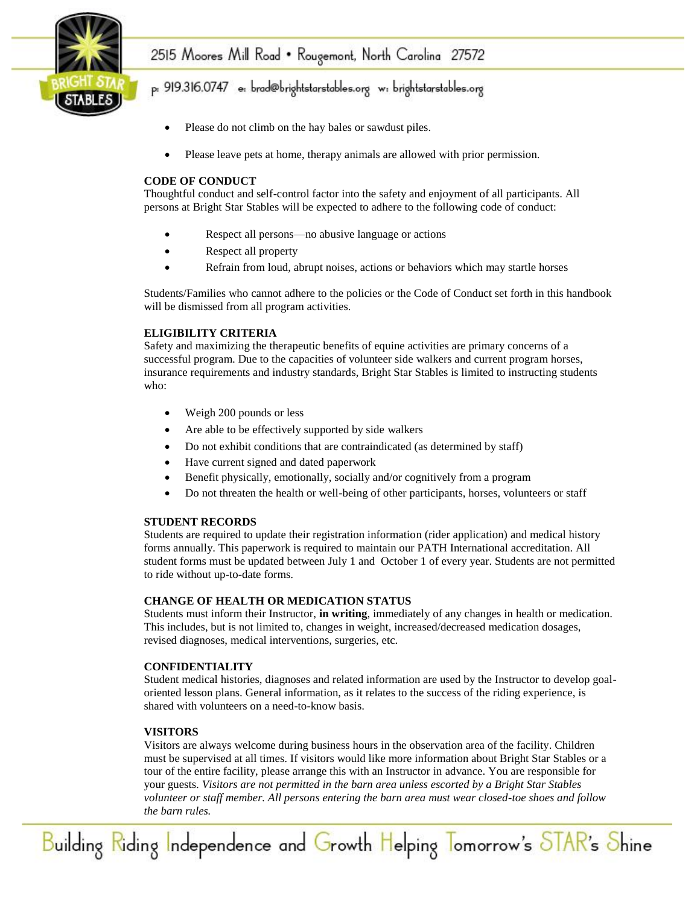- Please do not climb on the hay bales or sawdust piles.
- Please leave pets at home, therapy animals are allowed with prior permission.

**CODE OF CONDUCT**

Thoughtful conduct and self-control factor into the safety and enjoyment of all participants. All persons at Bright Star Stables will be expected to adhere to the following code of conduct:

- Respect all persons—no abusive language or actions
- Respect all property
- Refrain from loud, abrupt noises, actions or behaviors which may startle horses

Students/Families who cannot adhere to the policies or the Code of Conduct set forth in this handbook will be dismissed from all program activities.

**ELIGIBILITY CRITERIA**

Safety and maximizing the therapeutic benefits of equine activities are primary concerns of a successful program. Due to the capacities of volunteer side walkers and current program horses, insurance requirements and industry standards, Bright Star Stables is limited to instructing students who:

- Weigh 200 pounds or less
- Are able to be effectively supported by side walkers
- Do not exhibit conditions that are contraindicated (as determined by staff)
- Have current signed and dated paperwork
- Benefit physically, emotionally, socially and/or cognitively from a program
- Do not threaten the health or well-being of other participants, horses, volunteers or staff

**STUDENT RECORDS**

Students are required to update their registration information (rider application) and medical history forms annually. This paperwork is required to maintain our PATH International accreditation. All student forms must be updated between July 1 and October 1 of every year. Students are not permitted to ride without up-to-date forms.

**CHANGE OF HEALTH OR MEDICATION STATUS**

Students must inform their Instructor, **in writing**, immediately of any changes in health or medication. This includes, but is not limited to, changes in weight, increased/decreased medication dosages, revised diagnoses, medical interventions, surgeries, etc.

**CONFIDENTIALITY**

Student medical histories, diagnoses and related information are used by the Instructor to develop goal-oriented lesson plans. General information, as it relates to the success of the riding experience, is shared with volunteers on a need-to-know basis.

**VISITORS**

Visitors are always welcome during business hours in the observation area of the facility. Children must be supervised at all times. If visitors would like more information about Bright Star Stables or a tour of the entire facility, please arrange this with an Instructor in advance. You are responsible for your guests. *Visitors are not permitted in the barn area unless escorted by a Bright Star Stables volunteer or staff member. All persons entering the barn area must wear closed-toe shoes and follow the barn rules.*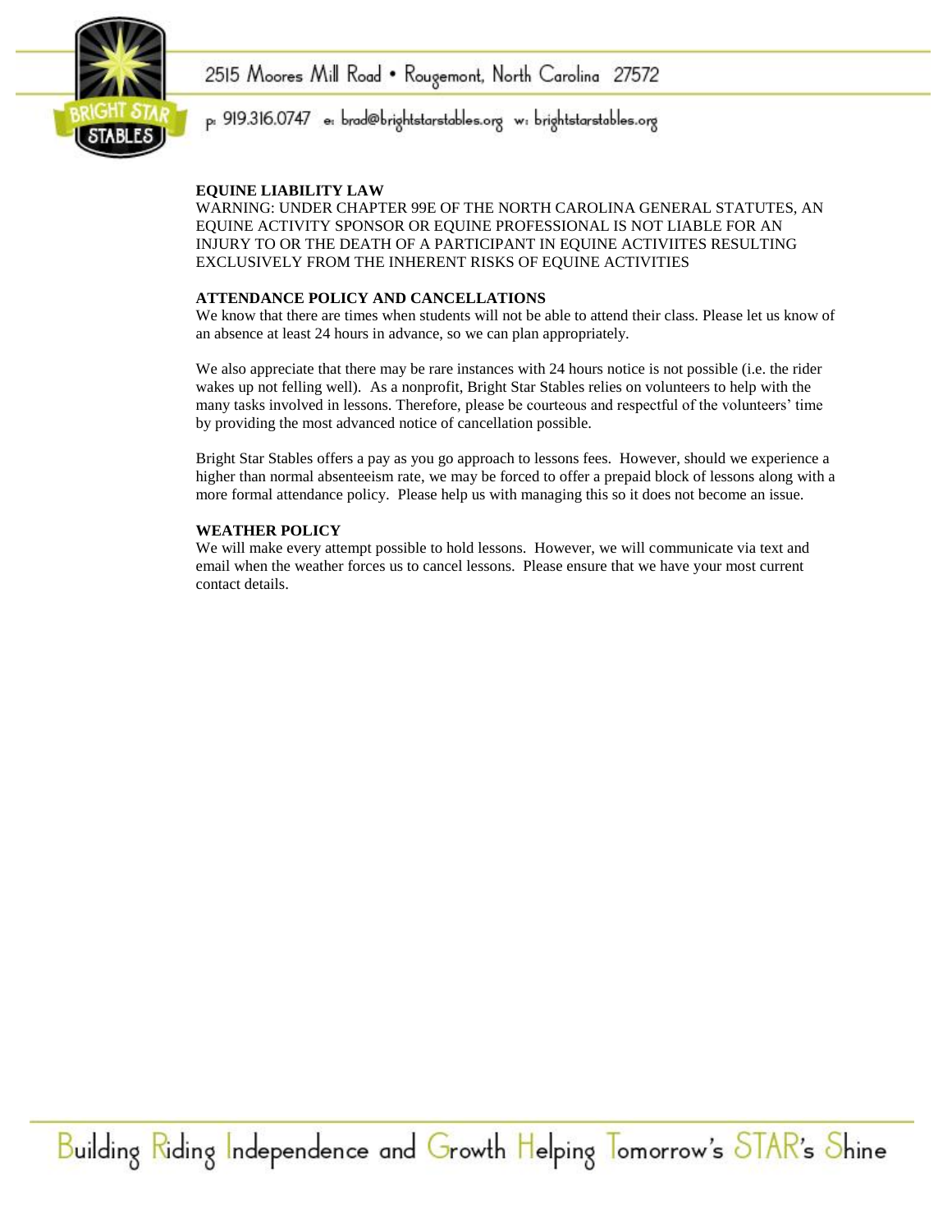## EQUINE LIABILITY LAW

WARNING: UNDER CHAPTER 99E OF THE NORTH CAROLINA GENERAL STATUTES, AN EQUINE ACTIVITY SPONSOR OR EQUINE PROFESSIONAL IS NOT LIABLE FOR AN INJURY TO OR THE DEATH OF A PARTICIPANT IN EQUINE ACTIVIITES RESULTING EXCLUSIVELY FROM THE INHERENT RISKS OF EQUINE ACTIVITIES

## ATTENDANCE POLICY AND CANCELLATIONS

We know that there are times when students will not be able to attend their class. Please let us know of an absence at least 24 hours in advance, so we can plan appropriately.

We also appreciate that there may be rare instances with 24 hours notice is not possible (i.e. the rider wakes up not felling well). As a nonprofit, Bright Star Stables relies on volunteers to help with the many tasks involved in lessons. Therefore, please be courteous and respectful of the volunteers' time by providing the most advanced notice of cancellation possible.

Bright Star Stables offers a pay as you go approach to lessons fees. However, should we experience a higher than normal absenteeism rate, we may be forced to offer a prepaid block of lessons along with a more formal attendance policy. Please help us with managing this so it does not become an issue.

## WEATHER POLICY

We will make every attempt possible to hold lessons. However, we will communicate via text and email when the weather forces us to cancel lessons. Please ensure that we have your most current contact details.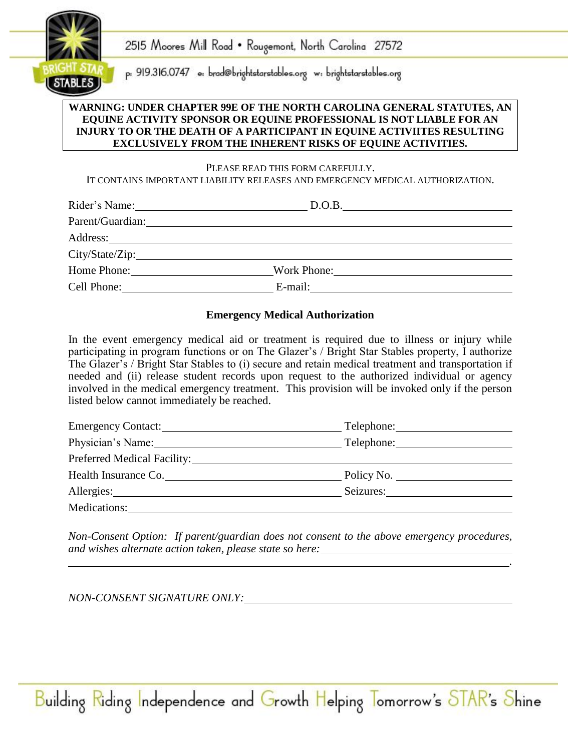2515 Moores Mill Road • Rougemont, North Carolina 27572

p: 919.316.0747 e: brad@brightstarstables.org w: brightstarstables.org

**WARNING: UNDER CHAPTER 99E OF THE NORTH CAROLINA GENERAL STATUTES, AN EQUINE ACTIVITY SPONSOR OR EQUINE PROFESSIONAL IS NOT LIABLE FOR AN INJURY TO OR THE DEATH OF A PARTICIPANT IN EQUINE ACTIVIITES RESULTING EXCLUSIVELY FROM THE INHERENT RISKS OF EQUINE ACTIVITIES.**

PLEASE READ THIS FORM CAREFULLY.
IT CONTAINS IMPORTANT LIABILITY RELEASES AND EMERGENCY MEDICAL AUTHORIZATION.

Rider's Name:______________________ D.O.B.______________________

Parent/Guardian:____________________________________________

Address:____________________________________________

City/State/Zip:____________________________________________

Home Phone:______________________ Work Phone:______________________

Cell Phone:______________________ E-mail:______________________

## Emergency Medical Authorization

In the event emergency medical aid or treatment is required due to illness or injury while participating in program functions or on The Glazer's / Bright Star Stables property, I authorize The Glazer's / Bright Star Stables to (i) secure and retain medical treatment and transportation if needed and (ii) release student records upon request to the authorized individual or agency involved in the medical emergency treatment. This provision will be invoked only if the person listed below cannot immediately be reached.

Emergency Contact:______________________ Telephone:______________________

Physician's Name:______________________ Telephone:______________________

Preferred Medical Facility:____________________________________________

Health Insurance Co.______________________ Policy No. ______________________

Allergies:______________________ Seizures:______________________

Medications:____________________________________________

*Non-Consent Option: If parent/guardian does not consent to the above emergency procedures, and wishes alternate action taken, please state so here:*______________________

____________________________________________.

*NON-CONSENT SIGNATURE ONLY:*______________________

Building Riding Independence and Growth Helping Tomorrow's STAR's Shine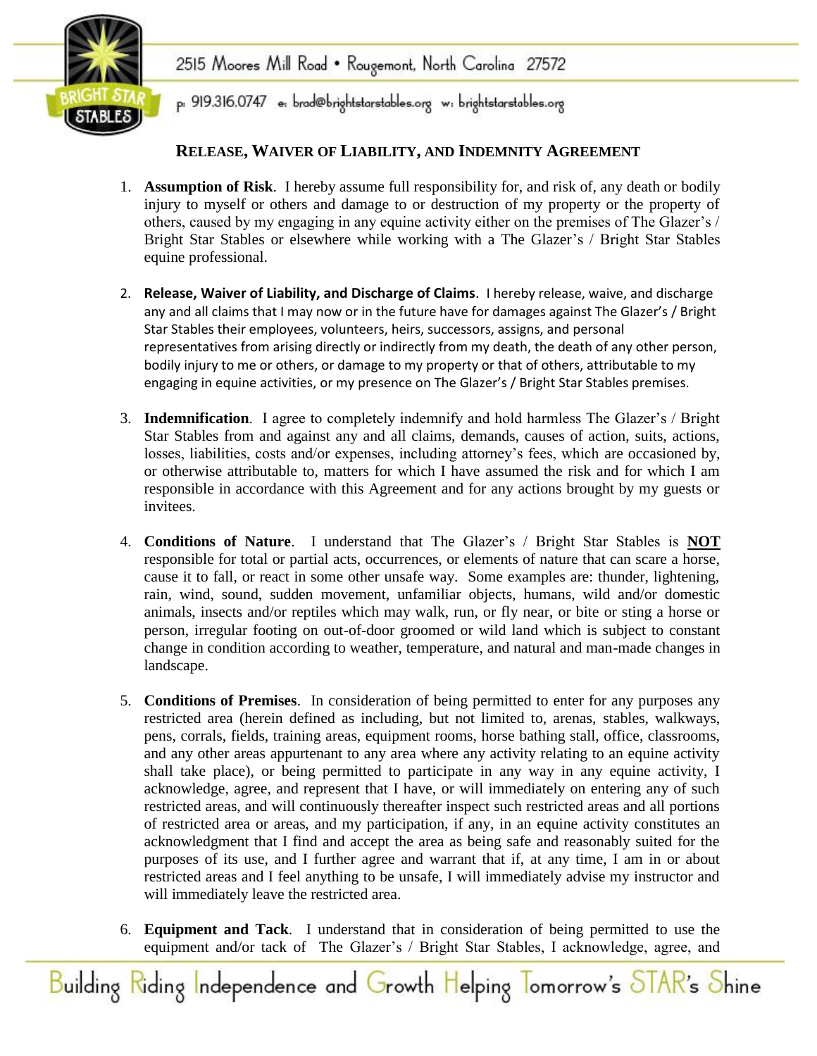2515 Moores Mill Road • Rougemont, North Carolina 27572

p: 919.316.0747 e: brad@brightstarstables.org w: brightstarstables.org

## RELEASE, WAIVER OF LIABILITY, AND INDEMNITY AGREEMENT

1. **Assumption of Risk**. I hereby assume full responsibility for, and risk of, any death or bodily injury to myself or others and damage to or destruction of my property or the property of others, caused by my engaging in any equine activity either on the premises of The Glazer's / Bright Star Stables or elsewhere while working with a The Glazer's / Bright Star Stables equine professional.

2. **Release, Waiver of Liability, and Discharge of Claims**. I hereby release, waive, and discharge any and all claims that I may now or in the future have for damages against The Glazer's / Bright Star Stables their employees, volunteers, heirs, successors, assigns, and personal representatives from arising directly or indirectly from my death, the death of any other person, bodily injury to me or others, or damage to my property or that of others, attributable to my engaging in equine activities, or my presence on The Glazer's / Bright Star Stables premises.

3. **Indemnification**. I agree to completely indemnify and hold harmless The Glazer's / Bright Star Stables from and against any and all claims, demands, causes of action, suits, actions, losses, liabilities, costs and/or expenses, including attorney's fees, which are occasioned by, or otherwise attributable to, matters for which I have assumed the risk and for which I am responsible in accordance with this Agreement and for any actions brought by my guests or invitees.

4. **Conditions of Nature**. I understand that The Glazer's / Bright Star Stables is **NOT** responsible for total or partial acts, occurrences, or elements of nature that can scare a horse, cause it to fall, or react in some other unsafe way. Some examples are: thunder, lightening, rain, wind, sound, sudden movement, unfamiliar objects, humans, wild and/or domestic animals, insects and/or reptiles which may walk, run, or fly near, or bite or sting a horse or person, irregular footing on out-of-door groomed or wild land which is subject to constant change in condition according to weather, temperature, and natural and man-made changes in landscape.

5. **Conditions of Premises**. In consideration of being permitted to enter for any purposes any restricted area (herein defined as including, but not limited to, arenas, stables, walkways, pens, corrals, fields, training areas, equipment rooms, horse bathing stall, office, classrooms, and any other areas appurtenant to any area where any activity relating to an equine activity shall take place), or being permitted to participate in any way in any equine activity, I acknowledge, agree, and represent that I have, or will immediately on entering any of such restricted areas, and will continuously thereafter inspect such restricted areas and all portions of restricted area or areas, and my participation, if any, in an equine activity constitutes an acknowledgment that I find and accept the area as being safe and reasonably suited for the purposes of its use, and I further agree and warrant that if, at any time, I am in or about restricted areas and I feel anything to be unsafe, I will immediately advise my instructor and will immediately leave the restricted area.

6. **Equipment and Tack**. I understand that in consideration of being permitted to use the equipment and/or tack of The Glazer's / Bright Star Stables, I acknowledge, agree, and

Building Riding Independence and Growth Helping Tomorrow's STAR's Shine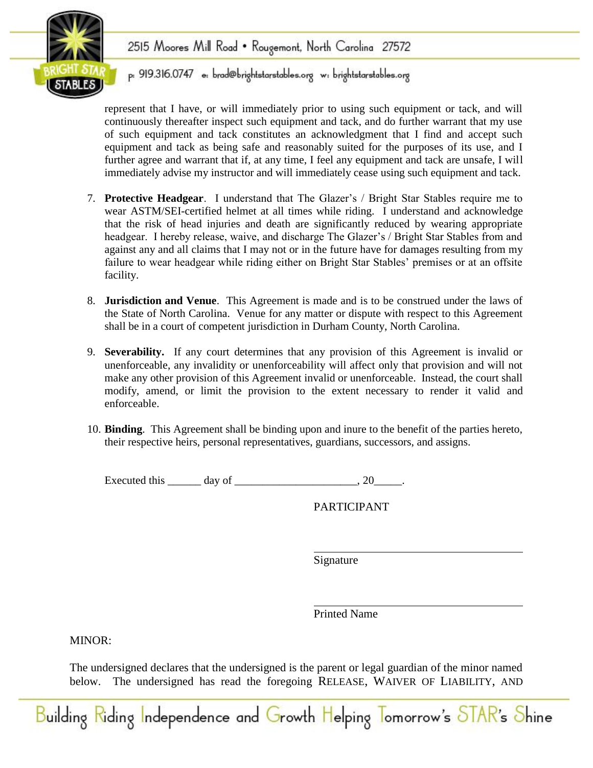represent that I have, or will immediately prior to using such equipment or tack, and will continuously thereafter inspect such equipment and tack, and do further warrant that my use of such equipment and tack constitutes an acknowledgment that I find and accept such equipment and tack as being safe and reasonably suited for the purposes of its use, and I further agree and warrant that if, at any time, I feel any equipment and tack are unsafe, I will immediately advise my instructor and will immediately cease using such equipment and tack.

7. **Protective Headgear**. I understand that The Glazer's / Bright Star Stables require me to wear ASTM/SEI-certified helmet at all times while riding. I understand and acknowledge that the risk of head injuries and death are significantly reduced by wearing appropriate headgear. I hereby release, waive, and discharge The Glazer's / Bright Star Stables from and against any and all claims that I may not or in the future have for damages resulting from my failure to wear headgear while riding either on Bright Star Stables' premises or at an offsite facility.

8. **Jurisdiction and Venue**. This Agreement is made and is to be construed under the laws of the State of North Carolina. Venue for any matter or dispute with respect to this Agreement shall be in a court of competent jurisdiction in Durham County, North Carolina.

9. **Severability.** If any court determines that any provision of this Agreement is invalid or unenforceable, any invalidity or unenforceability will affect only that provision and will not make any other provision of this Agreement invalid or unenforceable. Instead, the court shall modify, amend, or limit the provision to the extent necessary to render it valid and enforceable.

10. **Binding**. This Agreement shall be binding upon and inure to the benefit of the parties hereto, their respective heirs, personal representatives, guardians, successors, and assigns.

Executed this ______ day of ______________________, 20_____.

PARTICIPANT

______________________________
Signature

______________________________
Printed Name

MINOR:

The undersigned declares that the undersigned is the parent or legal guardian of the minor named below. The undersigned has read the foregoing RELEASE, WAIVER OF LIABILITY, AND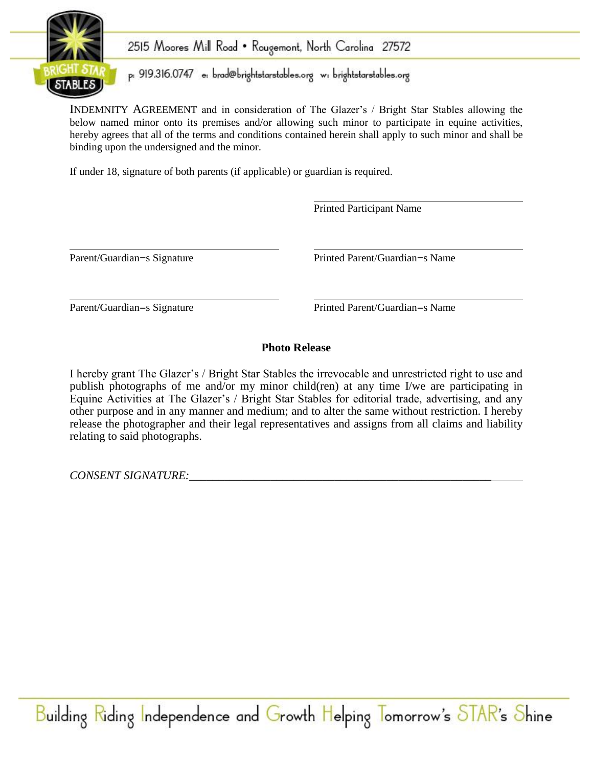2515 Moores Mill Road • Rougemont, North Carolina 27572

p: 919.316.0747 e: brad@brightstarstables.org w: brightstarstables.org

INDEMNITY AGREEMENT and in consideration of The Glazer's / Bright Star Stables allowing the below named minor onto its premises and/or allowing such minor to participate in equine activities, hereby agrees that all of the terms and conditions contained herein shall apply to such minor and shall be binding upon the undersigned and the minor.

If under 18, signature of both parents (if applicable) or guardian is required.

\_\_\_\_\_\_\_\_\_\_\_\_\_\_\_\_\_\_\_\_\_\_\_\_\_\_\_\_\_\_\_\_\_\_\_\_\_\_
Printed Participant Name

\_\_\_\_\_\_\_\_\_\_\_\_\_\_\_\_\_\_\_\_\_\_\_\_\_\_\_\_\_\_\_\_\_\_\_\_\_\_ \_\_\_\_\_\_\_\_\_\_\_\_\_\_\_\_\_\_\_\_\_\_\_\_\_\_\_\_\_\_\_\_\_\_\_\_\_\_
Parent/Guardian=s Signature Printed Parent/Guardian=s Name

\_\_\_\_\_\_\_\_\_\_\_\_\_\_\_\_\_\_\_\_\_\_\_\_\_\_\_\_\_\_\_\_\_\_\_\_\_\_ \_\_\_\_\_\_\_\_\_\_\_\_\_\_\_\_\_\_\_\_\_\_\_\_\_\_\_\_\_\_\_\_\_\_\_\_\_\_
Parent/Guardian=s Signature Printed Parent/Guardian=s Name

**Photo Release**

I hereby grant The Glazer's / Bright Star Stables the irrevocable and unrestricted right to use and publish photographs of me and/or my minor child(ren) at any time I/we are participating in Equine Activities at The Glazer's / Bright Star Stables for editorial trade, advertising, and any other purpose and in any manner and medium; and to alter the same without restriction. I hereby release the photographer and their legal representatives and assigns from all claims and liability relating to said photographs.

*CONSENT SIGNATURE:*\_\_\_\_\_\_\_\_\_\_\_\_\_\_\_\_\_\_\_\_\_\_\_\_\_\_\_\_\_\_\_\_\_\_\_\_\_\_\_\_\_\_\_\_\_\_\_\_\_\_\_\_

Building Riding Independence and Growth Helping Tomorrow's STAR's Shine